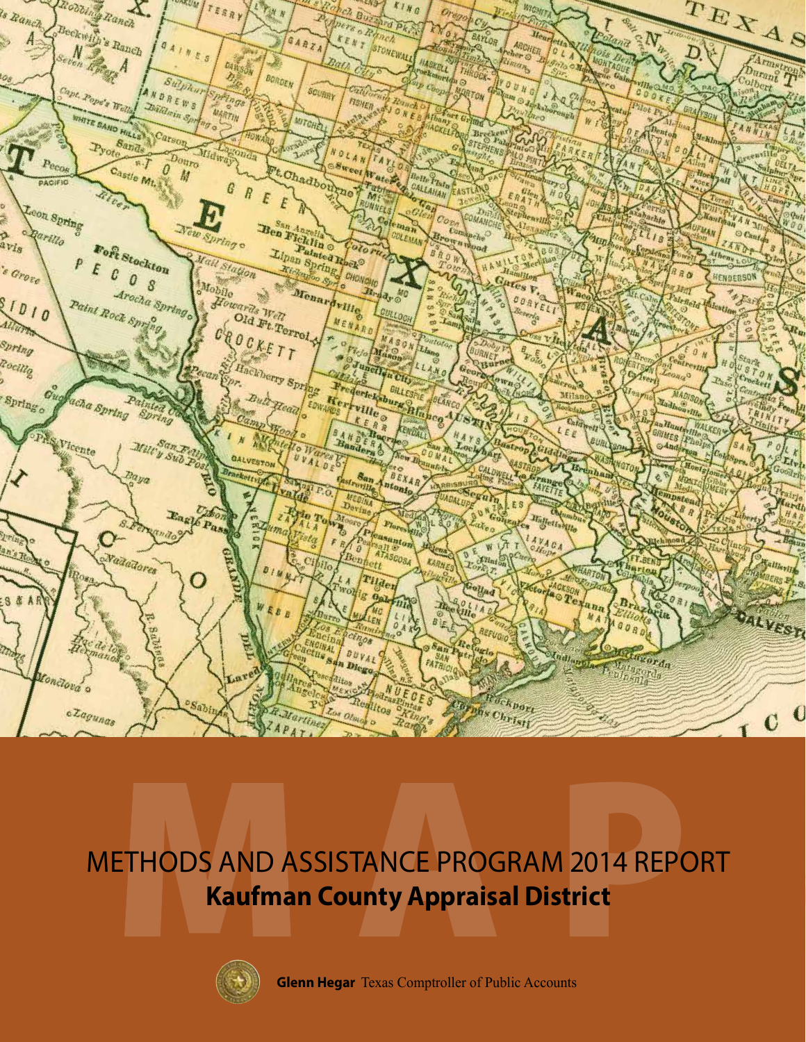# METHODS AND ASSISTANCE PROGRAM 2014 REPORT

## Kaufman County Appraisal District

**Glenn Hegar** Texas Comptroller of Public Accounts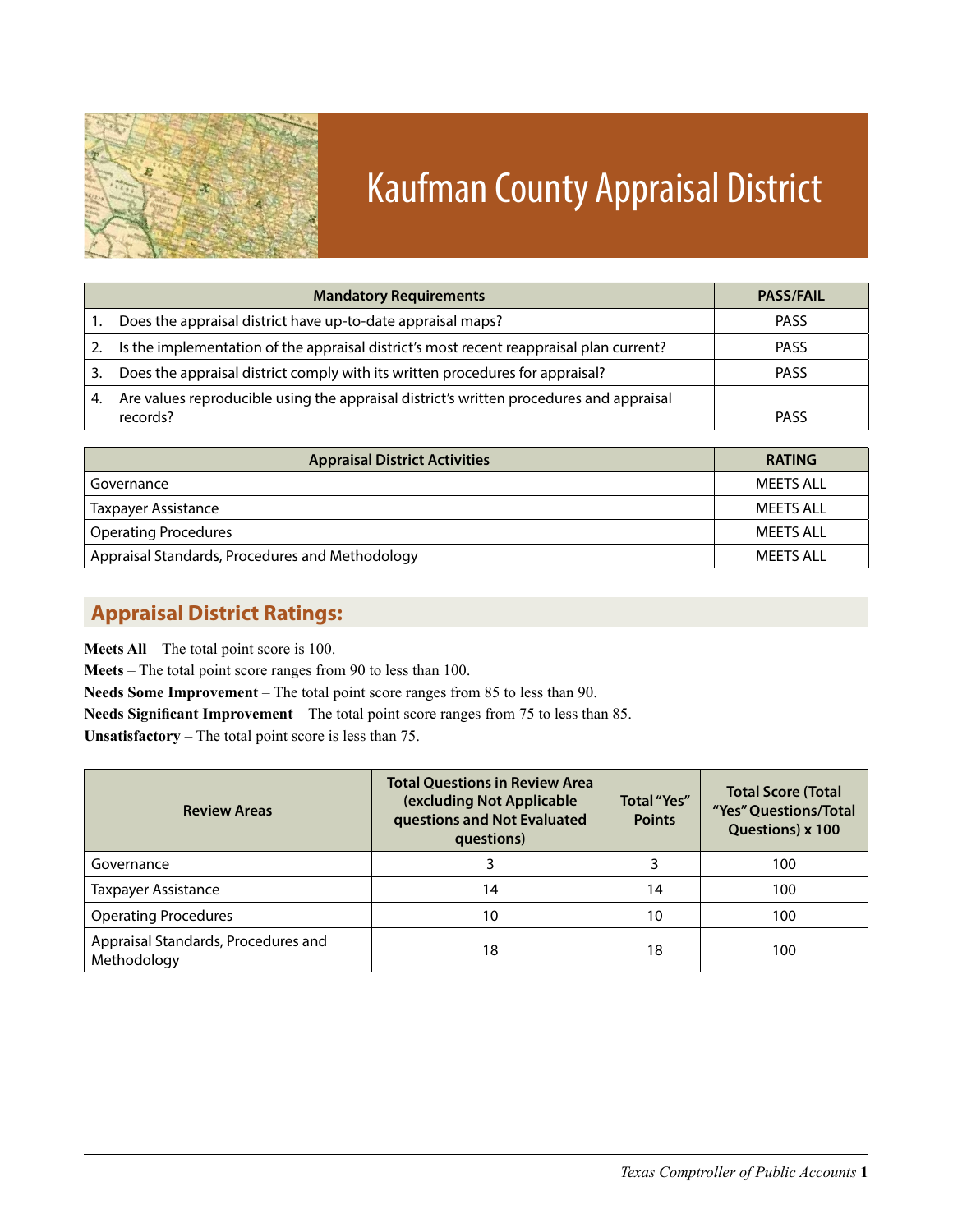# Kaufman County Appraisal District

| | Mandatory Requirements | PASS/FAIL |
|---|---|---|
| 1. | Does the appraisal district have up-to-date appraisal maps? | PASS |
| 2. | Is the implementation of the appraisal district's most recent reappraisal plan current? | PASS |
| 3. | Does the appraisal district comply with its written procedures for appraisal? | PASS |
| 4. | Are values reproducible using the appraisal district's written procedures and appraisal records? | PASS |

| Appraisal District Activities | RATING |
|---|---|
| Governance | MEETS ALL |
| Taxpayer Assistance | MEETS ALL |
| Operating Procedures | MEETS ALL |
| Appraisal Standards, Procedures and Methodology | MEETS ALL |

## Appraisal District Ratings:

**Meets All** – The total point score is 100.
**Meets** – The total point score ranges from 90 to less than 100.
**Needs Some Improvement** – The total point score ranges from 85 to less than 90.
**Needs Significant Improvement** – The total point score ranges from 75 to less than 85.
**Unsatisfactory** – The total point score is less than 75.

| Review Areas | Total Questions in Review Area (excluding Not Applicable questions and Not Evaluated questions) | Total "Yes" Points | Total Score (Total "Yes" Questions/Total Questions) x 100 |
|---|---|---|---|
| Governance | 3 | 3 | 100 |
| Taxpayer Assistance | 14 | 14 | 100 |
| Operating Procedures | 10 | 10 | 100 |
| Appraisal Standards, Procedures and Methodology | 18 | 18 | 100 |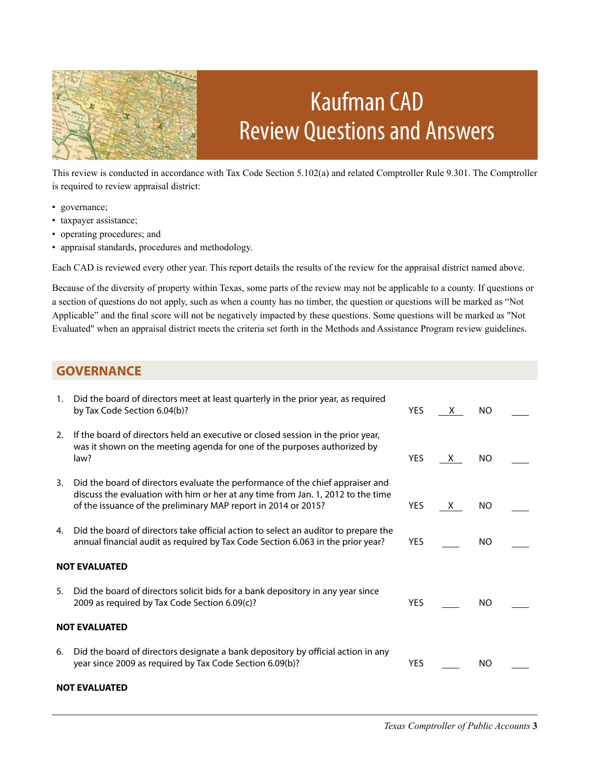# Kaufman CAD
# Review Questions and Answers

This review is conducted in accordance with Tax Code Section 5.102(a) and related Comptroller Rule 9.301. The Comptroller is required to review appraisal district:

- governance;
- taxpayer assistance;
- operating procedures; and
- appraisal standards, procedures and methodology.

Each CAD is reviewed every other year. This report details the results of the review for the appraisal district named above.

Because of the diversity of property within Texas, some parts of the review may not be applicable to a county. If questions or a section of questions do not apply, such as when a county has no timber, the question or questions will be marked as "Not Applicable" and the final score will not be negatively impacted by these questions. Some questions will be marked as "Not Evaluated" when an appraisal district meets the criteria set forth in the Methods and Assistance Program review guidelines.

## GOVERNANCE

| # | Question | YES | NO |
|---|---|---|---|
| 1. | Did the board of directors meet at least quarterly in the prior year, as required by Tax Code Section 6.04(b)? | X | |
| 2. | If the board of directors held an executive or closed session in the prior year, was it shown on the meeting agenda for one of the purposes authorized by law? | X | |
| 3. | Did the board of directors evaluate the performance of the chief appraiser and discuss the evaluation with him or her at any time from Jan. 1, 2012 to the time of the issuance of the preliminary MAP report in 2014 or 2015? | X | |
| 4. | Did the board of directors take official action to select an auditor to prepare the annual financial audit as required by Tax Code Section 6.063 in the prior year? | | |

**NOT EVALUATED**

| # | Question | YES | NO |
|---|---|---|---|
| 5. | Did the board of directors solicit bids for a bank depository in any year since 2009 as required by Tax Code Section 6.09(c)? | | |

**NOT EVALUATED**

| # | Question | YES | NO |
|---|---|---|---|
| 6. | Did the board of directors designate a bank depository by official action in any year since 2009 as required by Tax Code Section 6.09(b)? | | |

**NOT EVALUATED**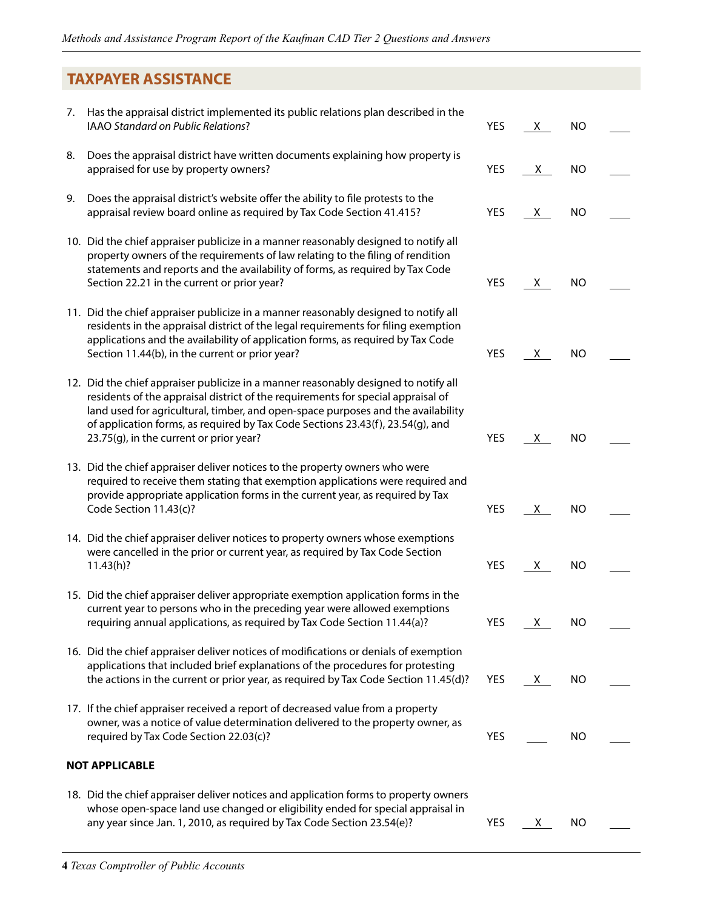## TAXPAYER ASSISTANCE

| | | | | | |
|---|---|---|---|---|---|
| 7. | Has the appraisal district implemented its public relations plan described in the IAAO *Standard on Public Relations*? | YES | X | NO | |
| 8. | Does the appraisal district have written documents explaining how property is appraised for use by property owners? | YES | X | NO | |
| 9. | Does the appraisal district's website offer the ability to file protests to the appraisal review board online as required by Tax Code Section 41.415? | YES | X | NO | |
| 10. | Did the chief appraiser publicize in a manner reasonably designed to notify all property owners of the requirements of law relating to the filing of rendition statements and reports and the availability of forms, as required by Tax Code Section 22.21 in the current or prior year? | YES | X | NO | |
| 11. | Did the chief appraiser publicize in a manner reasonably designed to notify all residents in the appraisal district of the legal requirements for filing exemption applications and the availability of application forms, as required by Tax Code Section 11.44(b), in the current or prior year? | YES | X | NO | |
| 12. | Did the chief appraiser publicize in a manner reasonably designed to notify all residents of the appraisal district of the requirements for special appraisal of land used for agricultural, timber, and open-space purposes and the availability of application forms, as required by Tax Code Sections 23.43(f), 23.54(g), and 23.75(g), in the current or prior year? | YES | X | NO | |
| 13. | Did the chief appraiser deliver notices to the property owners who were required to receive them stating that exemption applications were required and provide appropriate application forms in the current year, as required by Tax Code Section 11.43(c)? | YES | X | NO | |
| 14. | Did the chief appraiser deliver notices to property owners whose exemptions were cancelled in the prior or current year, as required by Tax Code Section 11.43(h)? | YES | X | NO | |
| 15. | Did the chief appraiser deliver appropriate exemption application forms in the current year to persons who in the preceding year were allowed exemptions requiring annual applications, as required by Tax Code Section 11.44(a)? | YES | X | NO | |
| 16. | Did the chief appraiser deliver notices of modifications or denials of exemption applications that included brief explanations of the procedures for protesting the actions in the current or prior year, as required by Tax Code Section 11.45(d)? | YES | X | NO | |
| 17. | If the chief appraiser received a report of decreased value from a property owner, was a notice of value determination delivered to the property owner, as required by Tax Code Section 22.03(c)? | YES | | NO | |

**NOT APPLICABLE**

| | | | | | |
|---|---|---|---|---|---|
| 18. | Did the chief appraiser deliver notices and application forms to property owners whose open-space land use changed or eligibility ended for special appraisal in any year since Jan. 1, 2010, as required by Tax Code Section 23.54(e)? | YES | X | NO | |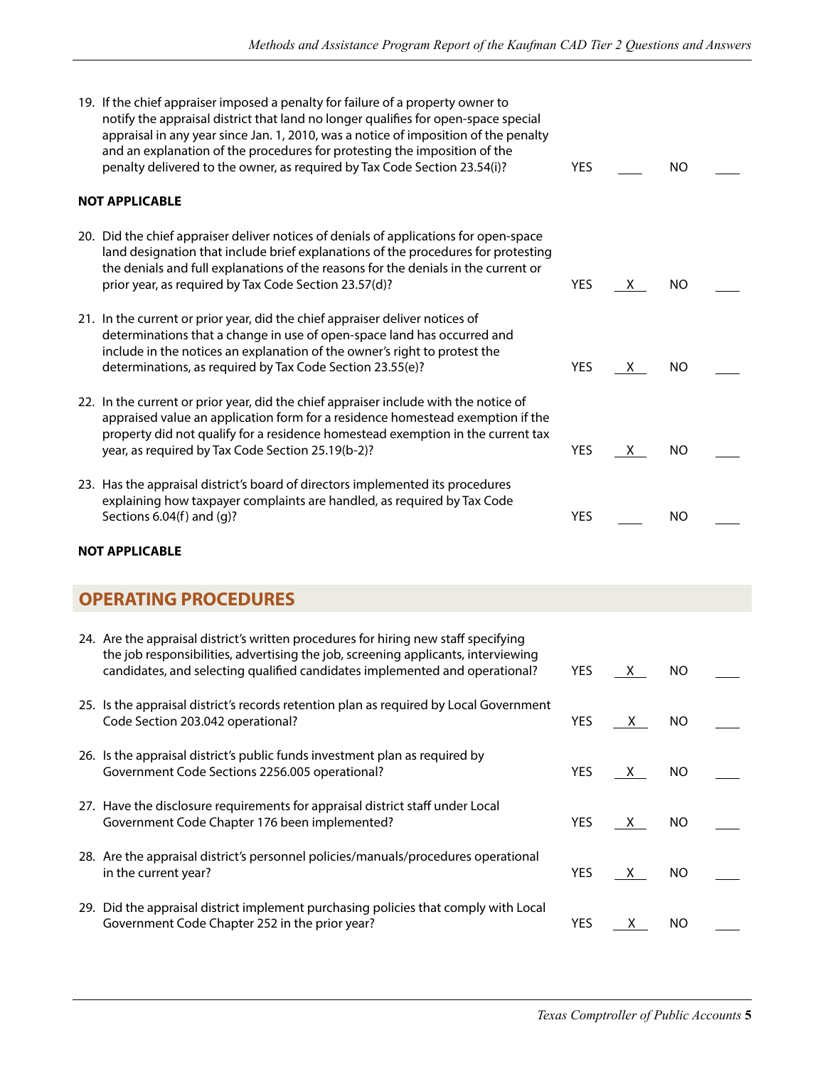19. If the chief appraiser imposed a penalty for failure of a property owner to notify the appraisal district that land no longer qualifies for open-space special appraisal in any year since Jan. 1, 2010, was a notice of imposition of the penalty and an explanation of the procedures for protesting the imposition of the penalty delivered to the owner, as required by Tax Code Section 23.54(i)? YES ____ NO ____

**NOT APPLICABLE**

20. Did the chief appraiser deliver notices of denials of applications for open-space land designation that include brief explanations of the procedures for protesting the denials and full explanations of the reasons for the denials in the current or prior year, as required by Tax Code Section 23.57(d)? YES _X_ NO ____

21. In the current or prior year, did the chief appraiser deliver notices of determinations that a change in use of open-space land has occurred and include in the notices an explanation of the owner's right to protest the determinations, as required by Tax Code Section 23.55(e)? YES _X_ NO ____

22. In the current or prior year, did the chief appraiser include with the notice of appraised value an application form for a residence homestead exemption if the property did not qualify for a residence homestead exemption in the current tax year, as required by Tax Code Section 25.19(b-2)? YES _X_ NO ____

23. Has the appraisal district's board of directors implemented its procedures explaining how taxpayer complaints are handled, as required by Tax Code Sections 6.04(f) and (g)? YES ____ NO ____

**NOT APPLICABLE**

## OPERATING PROCEDURES

24. Are the appraisal district's written procedures for hiring new staff specifying the job responsibilities, advertising the job, screening applicants, interviewing candidates, and selecting qualified candidates implemented and operational? YES _X_ NO ____

25. Is the appraisal district's records retention plan as required by Local Government Code Section 203.042 operational? YES _X_ NO ____

26. Is the appraisal district's public funds investment plan as required by Government Code Sections 2256.005 operational? YES _X_ NO ____

27. Have the disclosure requirements for appraisal district staff under Local Government Code Chapter 176 been implemented? YES _X_ NO ____

28. Are the appraisal district's personnel policies/manuals/procedures operational in the current year? YES _X_ NO ____

29. Did the appraisal district implement purchasing policies that comply with Local Government Code Chapter 252 in the prior year? YES _X_ NO ____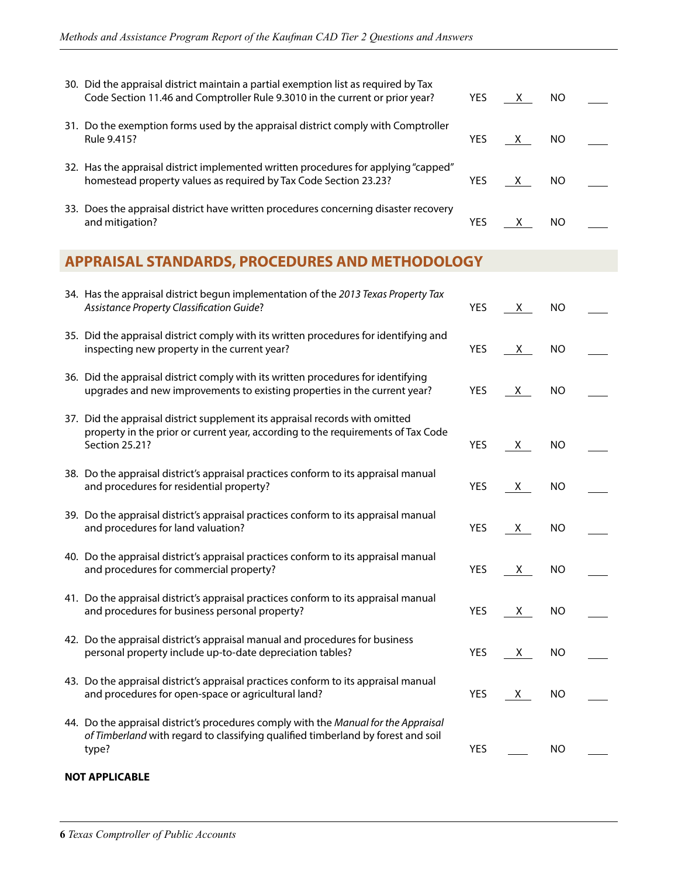30. Did the appraisal district maintain a partial exemption list as required by Tax Code Section 11.46 and Comptroller Rule 9.3010 in the current or prior year? YES \_\_X\_\_ NO \_\_\_\_

31. Do the exemption forms used by the appraisal district comply with Comptroller Rule 9.415? YES \_\_X\_\_ NO \_\_\_\_

32. Has the appraisal district implemented written procedures for applying "capped" homestead property values as required by Tax Code Section 23.23? YES \_\_X\_\_ NO \_\_\_\_

33. Does the appraisal district have written procedures concerning disaster recovery and mitigation? YES \_\_X\_\_ NO \_\_\_\_

## APPRAISAL STANDARDS, PROCEDURES AND METHODOLOGY

34. Has the appraisal district begun implementation of the *2013 Texas Property Tax Assistance Property Classification Guide*? YES \_\_X\_\_ NO \_\_\_\_

35. Did the appraisal district comply with its written procedures for identifying and inspecting new property in the current year? YES \_\_X\_\_ NO \_\_\_\_

36. Did the appraisal district comply with its written procedures for identifying upgrades and new improvements to existing properties in the current year? YES \_\_X\_\_ NO \_\_\_\_

37. Did the appraisal district supplement its appraisal records with omitted property in the prior or current year, according to the requirements of Tax Code Section 25.21? YES \_\_X\_\_ NO \_\_\_\_

38. Do the appraisal district's appraisal practices conform to its appraisal manual and procedures for residential property? YES \_\_X\_\_ NO \_\_\_\_

39. Do the appraisal district's appraisal practices conform to its appraisal manual and procedures for land valuation? YES \_\_X\_\_ NO \_\_\_\_

40. Do the appraisal district's appraisal practices conform to its appraisal manual and procedures for commercial property? YES \_\_X\_\_ NO \_\_\_\_

41. Do the appraisal district's appraisal practices conform to its appraisal manual and procedures for business personal property? YES \_\_X\_\_ NO \_\_\_\_

42. Do the appraisal district's appraisal manual and procedures for business personal property include up-to-date depreciation tables? YES \_\_X\_\_ NO \_\_\_\_

43. Do the appraisal district's appraisal practices conform to its appraisal manual and procedures for open-space or agricultural land? YES \_\_X\_\_ NO \_\_\_\_

44. Do the appraisal district's procedures comply with the *Manual for the Appraisal of Timberland* with regard to classifying qualified timberland by forest and soil type? YES \_\_\_\_ NO \_\_\_\_

**NOT APPLICABLE**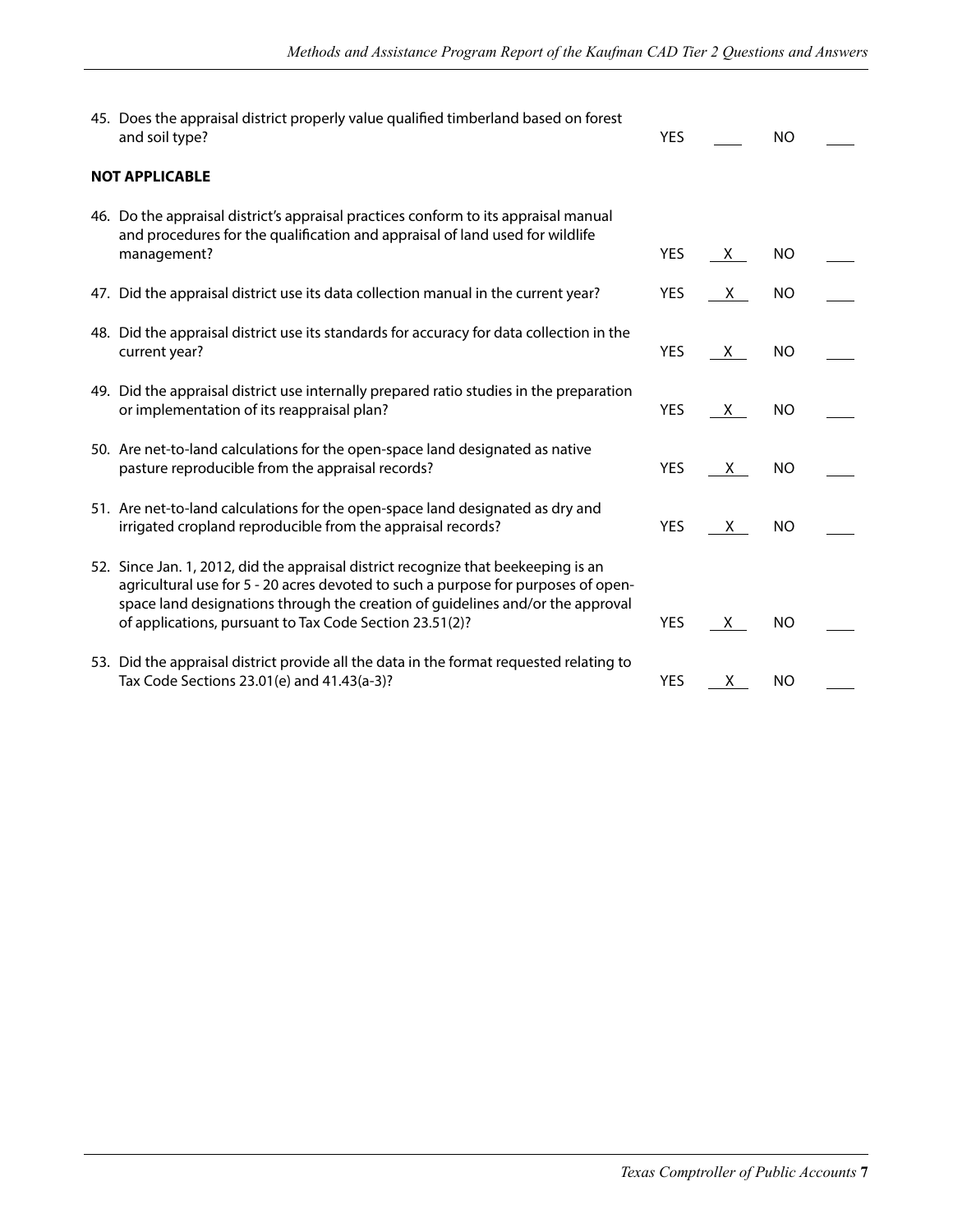| Question | YES | | NO | |
|---|---|---|---|---|
| 45. Does the appraisal district properly value qualified timberland based on forest and soil type? | YES | ____ | NO | ____ |

**NOT APPLICABLE**

| Question | YES | | NO | |
|---|---|---|---|---|
| 46. Do the appraisal district's appraisal practices conform to its appraisal manual and procedures for the qualification and appraisal of land used for wildlife management? | YES | X | NO | ____ |
| 47. Did the appraisal district use its data collection manual in the current year? | YES | X | NO | ____ |
| 48. Did the appraisal district use its standards for accuracy for data collection in the current year? | YES | X | NO | ____ |
| 49. Did the appraisal district use internally prepared ratio studies in the preparation or implementation of its reappraisal plan? | YES | X | NO | ____ |
| 50. Are net-to-land calculations for the open-space land designated as native pasture reproducible from the appraisal records? | YES | X | NO | ____ |
| 51. Are net-to-land calculations for the open-space land designated as dry and irrigated cropland reproducible from the appraisal records? | YES | X | NO | ____ |
| 52. Since Jan. 1, 2012, did the appraisal district recognize that beekeeping is an agricultural use for 5 - 20 acres devoted to such a purpose for purposes of open-space land designations through the creation of guidelines and/or the approval of applications, pursuant to Tax Code Section 23.51(2)? | YES | X | NO | ____ |
| 53. Did the appraisal district provide all the data in the format requested relating to Tax Code Sections 23.01(e) and 41.43(a-3)? | YES | X | NO | ____ |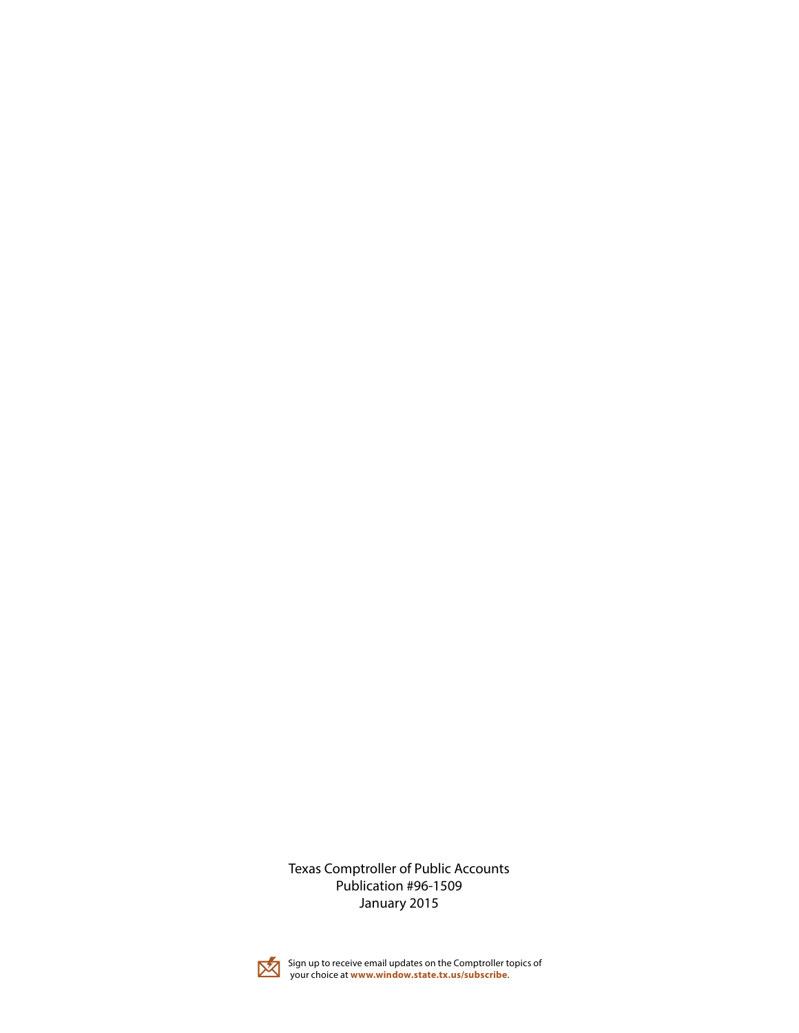Texas Comptroller of Public Accounts
Publication #96-1509
January 2015

Sign up to receive email updates on the Comptroller topics of your choice at **www.window.state.tx.us/subscribe**.